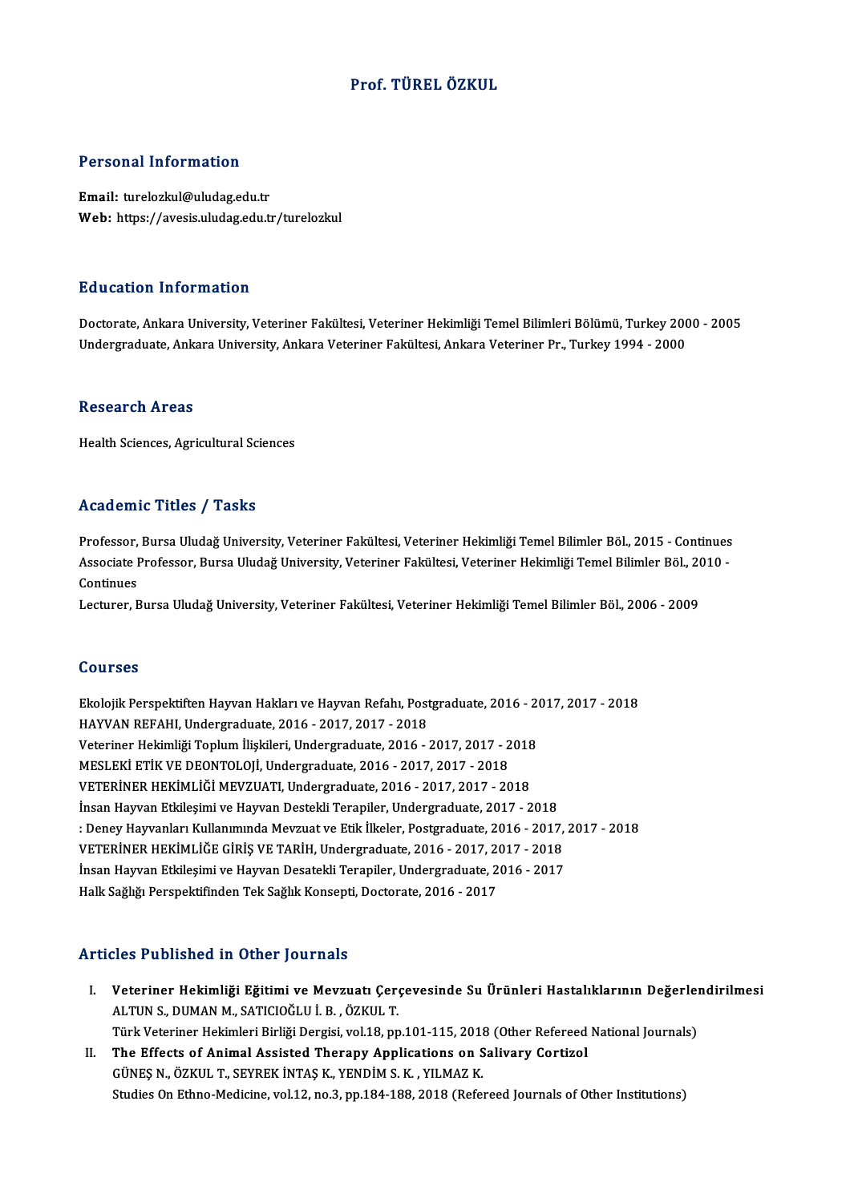# Prof. TÜREL ÖZKUL

## Personal Information

**Email:** turelozkul@uludag.edu.tr
**Web:** https://avesis.uludag.edu.tr/turelozkul

## Education Information

Doctorate, Ankara University, Veteriner Fakültesi, Veteriner Hekimliği Temel Bilimleri Bölümü, Turkey 2000 - 2005
Undergraduate, Ankara University, Ankara Veteriner Fakültesi, Ankara Veteriner Pr., Turkey 1994 - 2000

## Research Areas

Health Sciences, Agricultural Sciences

## Academic Titles / Tasks

Professor, Bursa Uludağ University, Veteriner Fakültesi, Veteriner Hekimliği Temel Bilimler Böl., 2015 - Continues
Associate Professor, Bursa Uludağ University, Veteriner Fakültesi, Veteriner Hekimliği Temel Bilimler Böl., 2010 - Continues
Lecturer, Bursa Uludağ University, Veteriner Fakültesi, Veteriner Hekimliği Temel Bilimler Böl., 2006 - 2009

## Courses

Ekolojik Perspektiften Hayvan Hakları ve Hayvan Refahı, Postgraduate, 2016 - 2017, 2017 - 2018
HAYVAN REFAHI, Undergraduate, 2016 - 2017, 2017 - 2018
Veteriner Hekimliği Toplum İlişkileri, Undergraduate, 2016 - 2017, 2017 - 2018
MESLEKİ ETİK VE DEONTOLOJİ, Undergraduate, 2016 - 2017, 2017 - 2018
VETERİNER HEKİMLİĞİ MEVZUATI, Undergraduate, 2016 - 2017, 2017 - 2018
İnsan Hayvan Etkileşimi ve Hayvan Destekli Terapiler, Undergraduate, 2017 - 2018
: Deney Hayvanları Kullanımında Mevzuat ve Etik İlkeler, Postgraduate, 2016 - 2017, 2017 - 2018
VETERİNER HEKİMLİĞE GİRİŞ VE TARİH, Undergraduate, 2016 - 2017, 2017 - 2018
İnsan Hayvan Etkileşimi ve Hayvan Desatekli Terapiler, Undergraduate, 2016 - 2017
Halk Sağlığı Perspektifinden Tek Sağlık Konsepti, Doctorate, 2016 - 2017

## Articles Published in Other Journals

I. **Veteriner Hekimliği Eğitimi ve Mevzuatı Çerçevesinde Su Ürünleri Hastalıklarının Değerlendirilmesi**
   ALTUN S., DUMAN M., SATICIOĞLU İ. B. , ÖZKUL T.
   Türk Veteriner Hekimleri Birliği Dergisi, vol.18, pp.101-115, 2018 (Other Refereed National Journals)
II. **The Effects of Animal Assisted Therapy Applications on Salivary Cortizol**
   GÜNEŞ N., ÖZKUL T., SEYREK İNTAŞ K., YENDİM S. K. , YILMAZ K.
   Studies On Ethno-Medicine, vol.12, no.3, pp.184-188, 2018 (Refereed Journals of Other Institutions)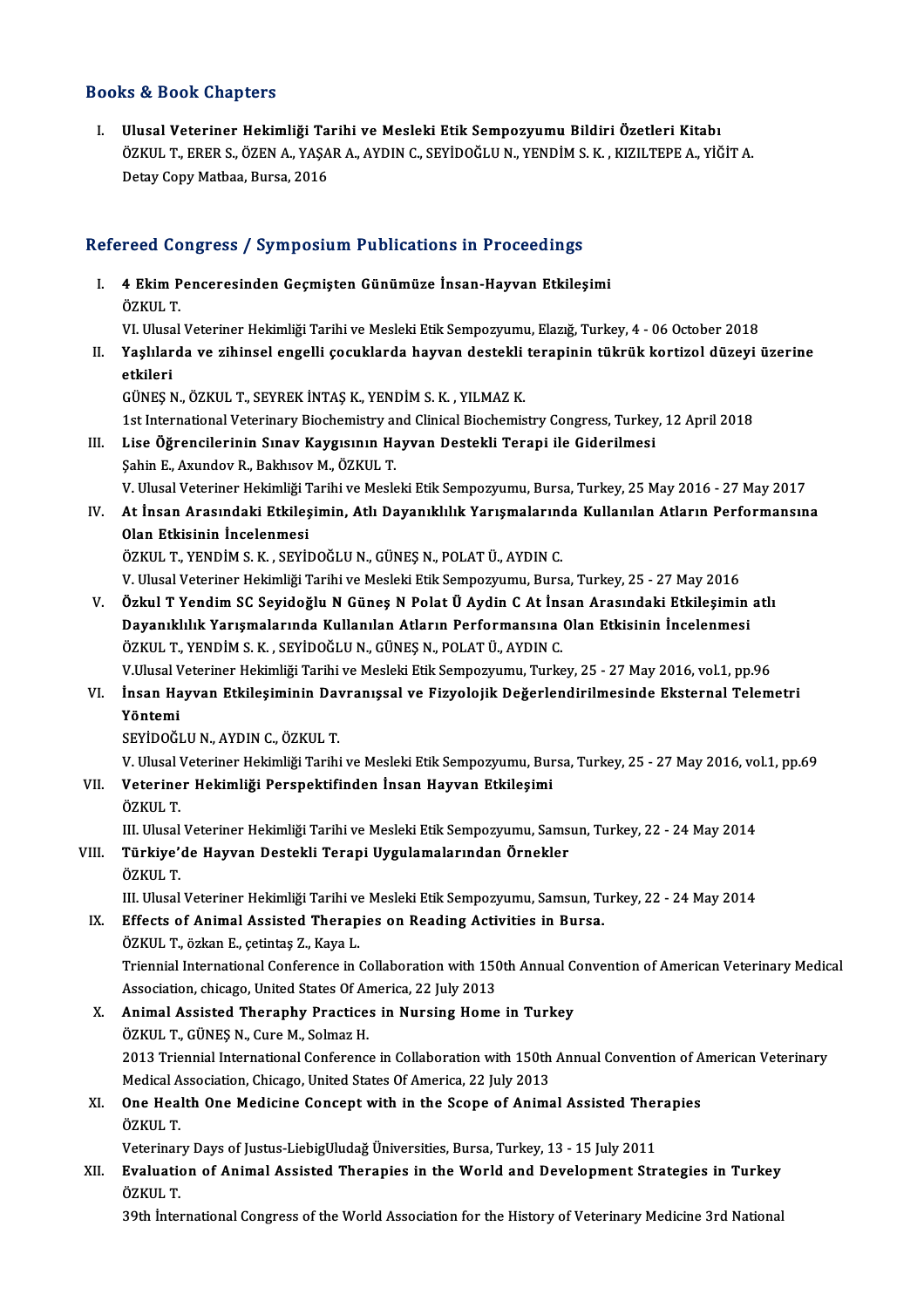## Books & Book Chapters

I. **Ulusal Veteriner Hekimliği Tarihi ve Mesleki Etik Sempozyumu Bildiri Özetleri Kitabı**
ÖZKUL T., ERER S., ÖZEN A., YAŞAR A., AYDIN C., SEYİDOĞLU N., YENDİM S. K. , KIZILTEPE A., YİĞİT A.
Detay Copy Matbaa, Bursa, 2016

## Refereed Congress / Symposium Publications in Proceedings

I. **4 Ekim Penceresinden Geçmişten Günümüze İnsan-Hayvan Etkileşimi**
ÖZKUL T.
VI. Ulusal Veteriner Hekimliği Tarihi ve Mesleki Etik Sempozyumu, Elazığ, Turkey, 4 - 06 October 2018

II. **Yaşlılarda ve zihinsel engelli çocuklarda hayvan destekli terapinin tükrük kortizol düzeyi üzerine etkileri**
GÜNEŞ N., ÖZKUL T., SEYREK İNTAŞ K., YENDİM S. K. , YILMAZ K.
1st International Veterinary Biochemistry and Clinical Biochemistry Congress, Turkey, 12 April 2018

III. **Lise Öğrencilerinin Sınav Kaygısının Hayvan Destekli Terapi ile Giderilmesi**
Şahin E., Axundov R., Bakhısov M., ÖZKUL T.
V. Ulusal Veteriner Hekimliği Tarihi ve Mesleki Etik Sempozyumu, Bursa, Turkey, 25 May 2016 - 27 May 2017

IV. **At İnsan Arasındaki Etkileşimin, Atlı Dayanıklılık Yarışmalarında Kullanılan Atların Performansına Olan Etkisinin İncelenmesi**
ÖZKUL T., YENDİM S. K. , SEYİDOĞLU N., GÜNEŞ N., POLAT Ü., AYDIN C.
V. Ulusal Veteriner Hekimliği Tarihi ve Mesleki Etik Sempozyumu, Bursa, Turkey, 25 - 27 May 2016

V. **Özkul T Yendim SC Seyidoğlu N Güneş N Polat Ü Aydin C At İnsan Arasındaki Etkileşimin atlı Dayanıklılık Yarışmalarında Kullanılan Atların Performansına Olan Etkisinin İncelenmesi**
ÖZKUL T., YENDİM S. K. , SEYİDOĞLU N., GÜNEŞ N., POLAT Ü., AYDIN C.
V.Ulusal Veteriner Hekimliği Tarihi ve Mesleki Etik Sempozyumu, Turkey, 25 - 27 May 2016, vol.1, pp.96

VI. **İnsan Hayvan Etkileşiminin Davranışsal ve Fizyolojik Değerlendirilmesinde Eksternal Telemetri Yöntemi**
SEYİDOĞLU N., AYDIN C., ÖZKUL T.
V. Ulusal Veteriner Hekimliği Tarihi ve Mesleki Etik Sempozyumu, Bursa, Turkey, 25 - 27 May 2016, vol.1, pp.69

VII. **Veteriner Hekimliği Perspektifinden İnsan Hayvan Etkileşimi**
ÖZKUL T.
III. Ulusal Veteriner Hekimliği Tarihi ve Mesleki Etik Sempozyumu, Samsun, Turkey, 22 - 24 May 2014

VIII. **Türkiye'de Hayvan Destekli Terapi Uygulamalarından Örnekler**
ÖZKUL T.
III. Ulusal Veteriner Hekimliği Tarihi ve Mesleki Etik Sempozyumu, Samsun, Turkey, 22 - 24 May 2014

IX. **Effects of Animal Assisted Therapies on Reading Activities in Bursa.**
ÖZKUL T., özkan E., çetintaş Z., Kaya L.
Triennial International Conference in Collaboration with 150th Annual Convention of American Veterinary Medical Association, chicago, United States Of America, 22 July 2013

X. **Animal Assisted Theraphy Practices in Nursing Home in Turkey**
ÖZKUL T., GÜNEŞ N., Cure M., Solmaz H.
2013 Triennial International Conference in Collaboration with 150th Annual Convention of American Veterinary Medical Association, Chicago, United States Of America, 22 July 2013

XI. **One Health One Medicine Concept with in the Scope of Animal Assisted Therapies**
ÖZKUL T.
Veterinary Days of Justus-LiebigUludağ Üniversities, Bursa, Turkey, 13 - 15 July 2011

XII. **Evaluation of Animal Assisted Therapies in the World and Development Strategies in Turkey**
ÖZKUL T.
39th İnternational Congress of the World Association for the History of Veterinary Medicine 3rd National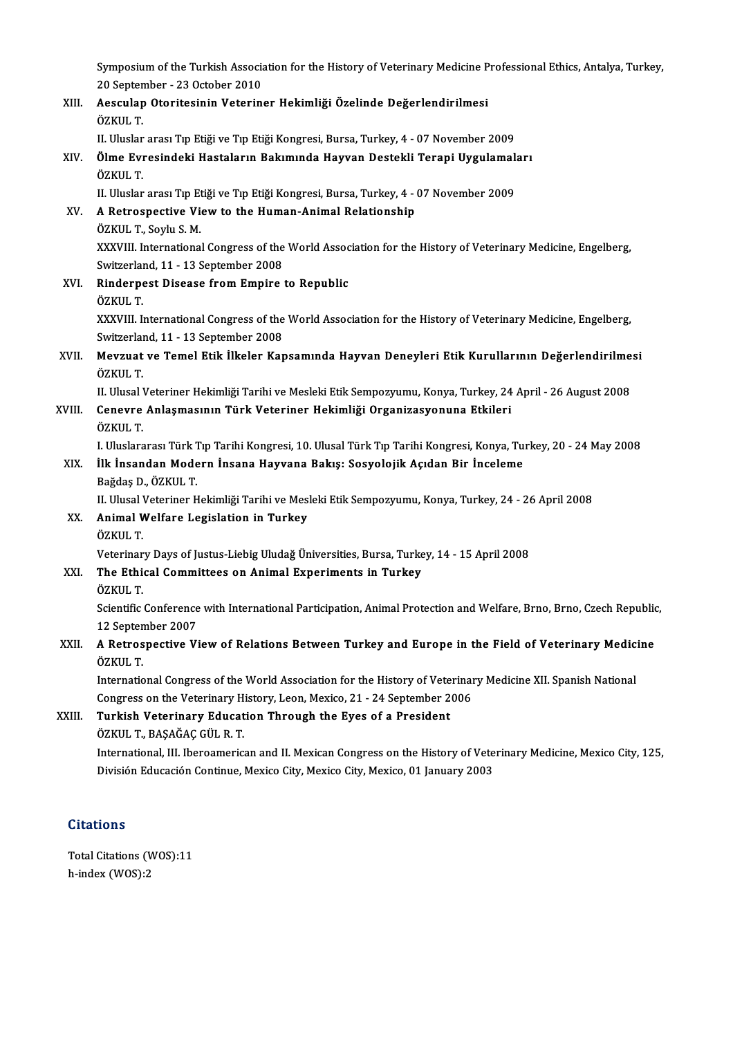Symposium of the Turkish Association for the History of Veterinary Medicine Professional Ethics, Antalya, Turkey, 20 September - 23 October 2010

XIII. **Aesculap Otoritesinin Veteriner Hekimliği Özelinde Değerlendirilmesi**
ÖZKUL T.
II. Uluslar arası Tıp Etiği ve Tıp Etiği Kongresi, Bursa, Turkey, 4 - 07 November 2009

XIV. **Ölme Evresindeki Hastaların Bakımında Hayvan Destekli Terapi Uygulamaları**
ÖZKUL T.
II. Uluslar arası Tıp Etiği ve Tıp Etiği Kongresi, Bursa, Turkey, 4 - 07 November 2009

XV. **A Retrospective View to the Human-Animal Relationship**
ÖZKUL T., Soylu S. M.
XXXVIII. International Congress of the World Association for the History of Veterinary Medicine, Engelberg, Switzerland, 11 - 13 September 2008

XVI. **Rinderpest Disease from Empire to Republic**
ÖZKUL T.
XXXVIII. International Congress of the World Association for the History of Veterinary Medicine, Engelberg, Switzerland, 11 - 13 September 2008

XVII. **Mevzuat ve Temel Etik İlkeler Kapsamında Hayvan Deneyleri Etik Kurullarının Değerlendirilmesi**
ÖZKUL T.
II. Ulusal Veteriner Hekimliği Tarihi ve Mesleki Etik Sempozyumu, Konya, Turkey, 24 April - 26 August 2008

XVIII. **Cenevre Anlaşmasının Türk Veteriner Hekimliği Organizasyonuna Etkileri**
ÖZKUL T.
I. Uluslararası Türk Tıp Tarihi Kongresi, 10. Ulusal Türk Tıp Tarihi Kongresi, Konya, Turkey, 20 - 24 May 2008

XIX. **İlk İnsandan Modern İnsana Hayvana Bakış: Sosyolojik Açıdan Bir İnceleme**
Bağdaş D., ÖZKUL T.
II. Ulusal Veteriner Hekimliği Tarihi ve Mesleki Etik Sempozyumu, Konya, Turkey, 24 - 26 April 2008

XX. **Animal Welfare Legislation in Turkey**
ÖZKUL T.
Veterinary Days of Justus-Liebig Uludağ Üniversities, Bursa, Turkey, 14 - 15 April 2008

XXI. **The Ethical Committees on Animal Experiments in Turkey**
ÖZKUL T.
Scientific Conference with International Participation, Animal Protection and Welfare, Brno, Brno, Czech Republic, 12 September 2007

XXII. **A Retrospective View of Relations Between Turkey and Europe in the Field of Veterinary Medicine**
ÖZKUL T.
International Congress of the World Association for the History of Veterinary Medicine XII. Spanish National Congress on the Veterinary History, Leon, Mexico, 21 - 24 September 2006

XXIII. **Turkish Veterinary Education Through the Eyes of a President**
ÖZKUL T., BAŞAĞAÇ GÜL R. T.
International, III. Iberoamerican and II. Mexican Congress on the History of Veterinary Medicine, Mexico City, 125, División Educación Continue, Mexico City, Mexico City, Mexico, 01 January 2003

## Citations

Total Citations (WOS):11
h-index (WOS):2